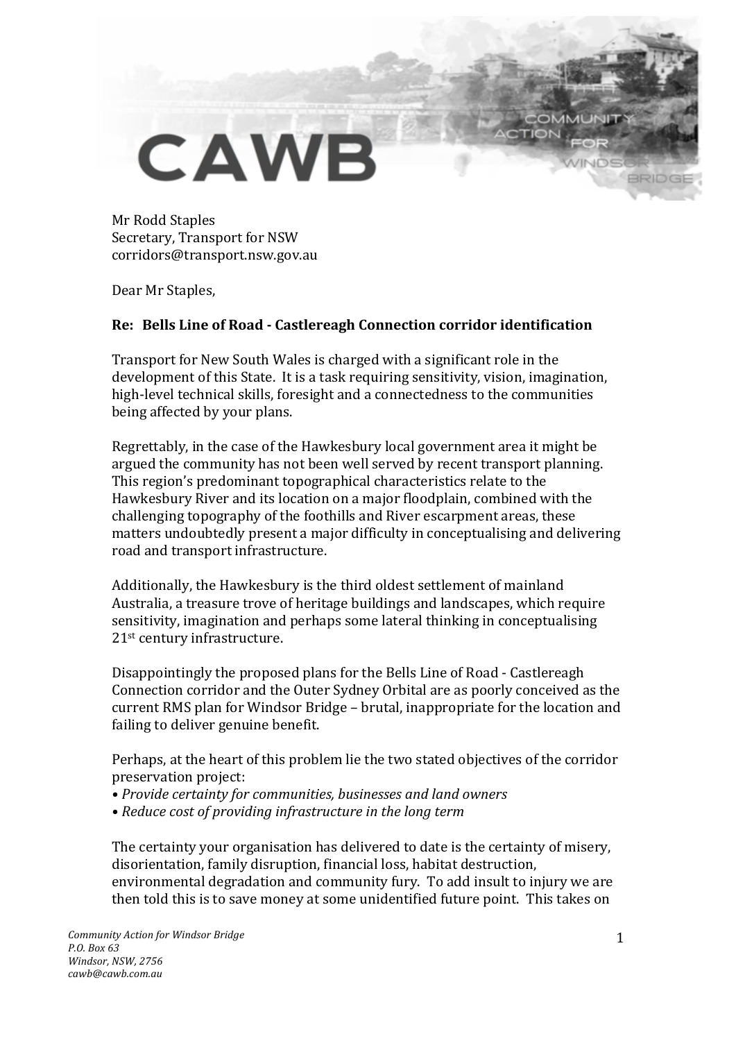Mr Rodd Staples
Secretary, Transport for NSW
corridors@transport.nsw.gov.au

Dear Mr Staples,

**Re: Bells Line of Road - Castlereagh Connection corridor identification**

Transport for New South Wales is charged with a significant role in the development of this State. It is a task requiring sensitivity, vision, imagination, high-level technical skills, foresight and a connectedness to the communities being affected by your plans.

Regrettably, in the case of the Hawkesbury local government area it might be argued the community has not been well served by recent transport planning. This region's predominant topographical characteristics relate to the Hawkesbury River and its location on a major floodplain, combined with the challenging topography of the foothills and River escarpment areas, these matters undoubtedly present a major difficulty in conceptualising and delivering road and transport infrastructure.

Additionally, the Hawkesbury is the third oldest settlement of mainland Australia, a treasure trove of heritage buildings and landscapes, which require sensitivity, imagination and perhaps some lateral thinking in conceptualising 21st century infrastructure.

Disappointingly the proposed plans for the Bells Line of Road - Castlereagh Connection corridor and the Outer Sydney Orbital are as poorly conceived as the current RMS plan for Windsor Bridge – brutal, inappropriate for the location and failing to deliver genuine benefit.

Perhaps, at the heart of this problem lie the two stated objectives of the corridor preservation project:

- *Provide certainty for communities, businesses and land owners*
- *Reduce cost of providing infrastructure in the long term*

The certainty your organisation has delivered to date is the certainty of misery, disorientation, family disruption, financial loss, habitat destruction, environmental degradation and community fury. To add insult to injury we are then told this is to save money at some unidentified future point. This takes on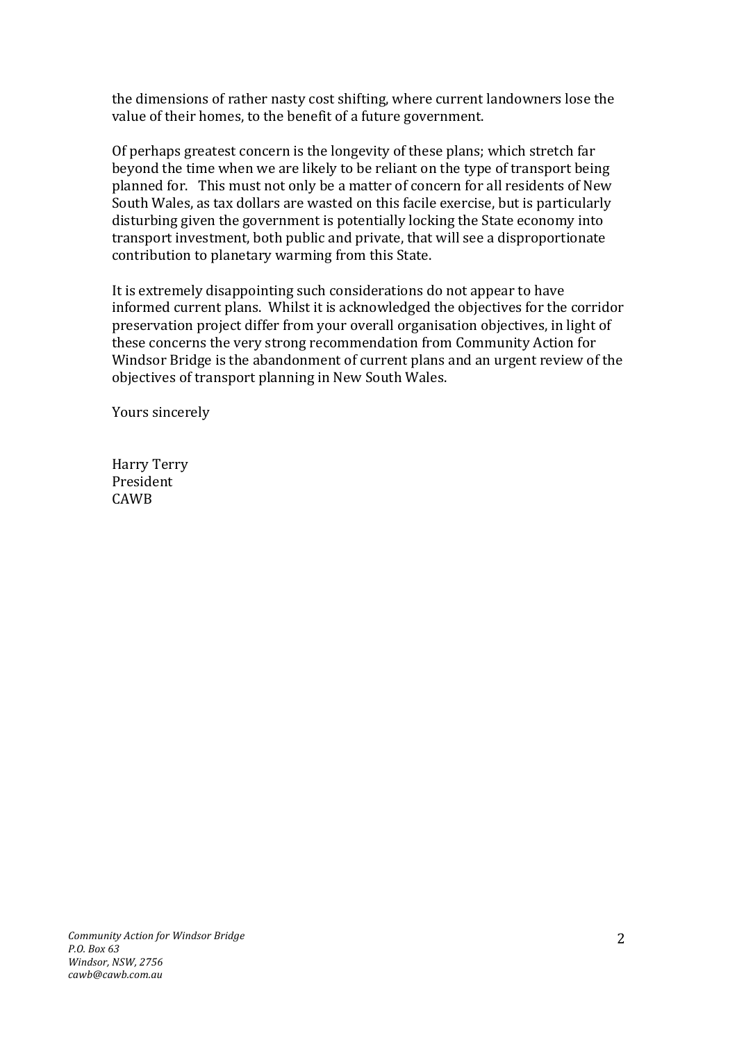the dimensions of rather nasty cost shifting, where current landowners lose the value of their homes, to the benefit of a future government.

Of perhaps greatest concern is the longevity of these plans; which stretch far beyond the time when we are likely to be reliant on the type of transport being planned for. This must not only be a matter of concern for all residents of New South Wales, as tax dollars are wasted on this facile exercise, but is particularly disturbing given the government is potentially locking the State economy into transport investment, both public and private, that will see a disproportionate contribution to planetary warming from this State.

It is extremely disappointing such considerations do not appear to have informed current plans. Whilst it is acknowledged the objectives for the corridor preservation project differ from your overall organisation objectives, in light of these concerns the very strong recommendation from Community Action for Windsor Bridge is the abandonment of current plans and an urgent review of the objectives of transport planning in New South Wales.

Yours sincerely

Harry Terry
President
CAWB

*Community Action for Windsor Bridge*
*P.O. Box 63*
*Windsor, NSW, 2756*
*cawb@cawb.com.au*